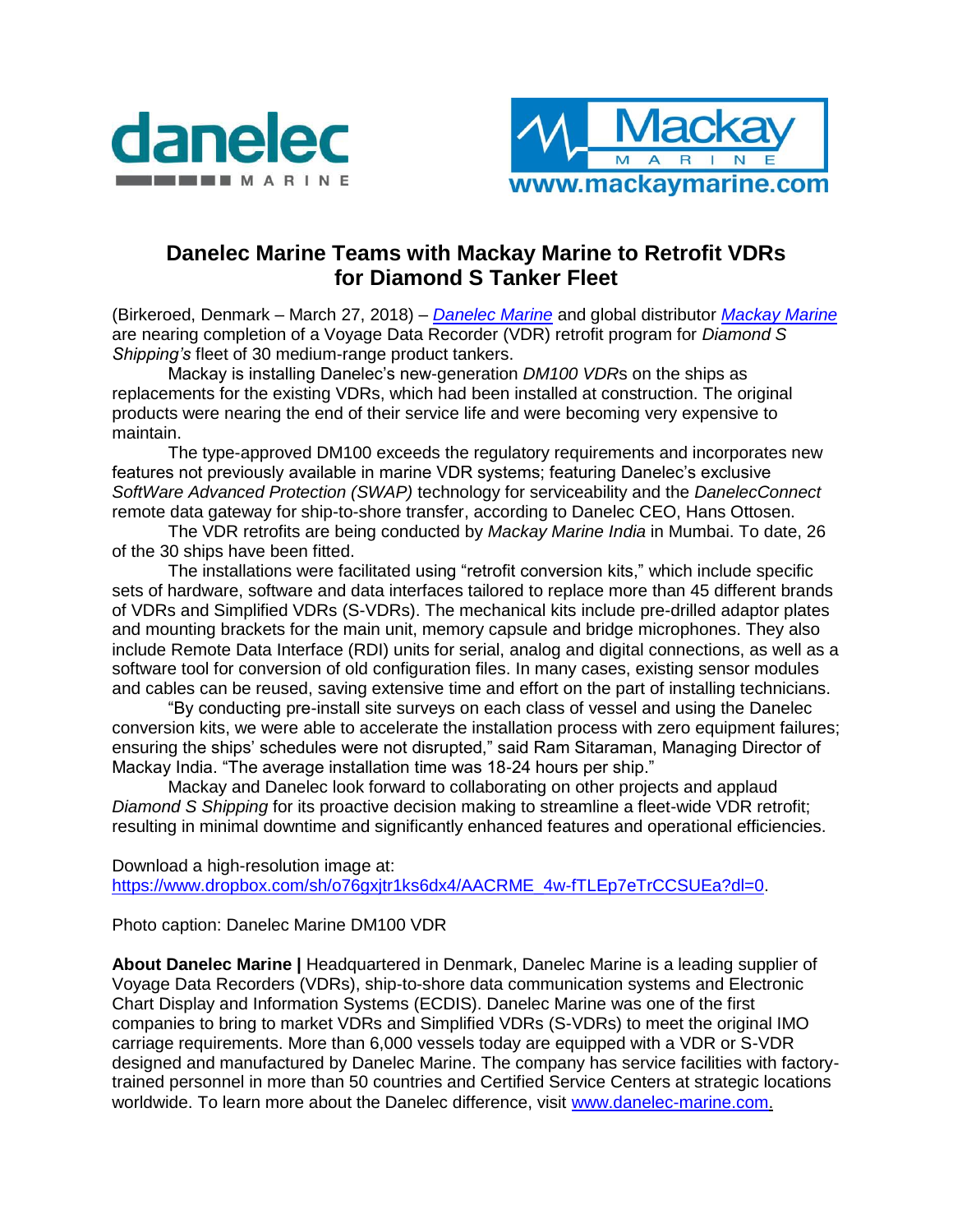# Danelec Marine Teams with Mackay Marine to Retrofit VDRs for Diamond S Tanker Fleet

(Birkeroed, Denmark – March 27, 2018) – [Danelec Marine](https://www.danelec-marine.com) and global distributor [Mackay Marine](https://www.mackaymarine.com) are nearing completion of a Voyage Data Recorder (VDR) retrofit program for *Diamond S Shipping's* fleet of 30 medium-range product tankers.

Mackay is installing Danelec's new-generation *DM100 VDR*s on the ships as replacements for the existing VDRs, which had been installed at construction. The original products were nearing the end of their service life and were becoming very expensive to maintain.

The type-approved DM100 exceeds the regulatory requirements and incorporates new features not previously available in marine VDR systems; featuring Danelec's exclusive *SoftWare Advanced Protection (SWAP)* technology for serviceability and the *DanelecConnect* remote data gateway for ship-to-shore transfer, according to Danelec CEO, Hans Ottosen.

The VDR retrofits are being conducted by *Mackay Marine India* in Mumbai. To date, 26 of the 30 ships have been fitted.

The installations were facilitated using "retrofit conversion kits," which include specific sets of hardware, software and data interfaces tailored to replace more than 45 different brands of VDRs and Simplified VDRs (S-VDRs). The mechanical kits include pre-drilled adaptor plates and mounting brackets for the main unit, memory capsule and bridge microphones. They also include Remote Data Interface (RDI) units for serial, analog and digital connections, as well as a software tool for conversion of old configuration files. In many cases, existing sensor modules and cables can be reused, saving extensive time and effort on the part of installing technicians.

"By conducting pre-install site surveys on each class of vessel and using the Danelec conversion kits, we were able to accelerate the installation process with zero equipment failures; ensuring the ships' schedules were not disrupted," said Ram Sitaraman, Managing Director of Mackay India. "The average installation time was 18-24 hours per ship."

Mackay and Danelec look forward to collaborating on other projects and applaud *Diamond S Shipping* for its proactive decision making to streamline a fleet-wide VDR retrofit; resulting in minimal downtime and significantly enhanced features and operational efficiencies.

Download a high-resolution image at:
https://www.dropbox.com/sh/o76gxjtr1ks6dx4/AACRME_4w-fTLEp7eTrCCSUEa?dl=0.

Photo caption: Danelec Marine DM100 VDR

**About Danelec Marine |** Headquartered in Denmark, Danelec Marine is a leading supplier of Voyage Data Recorders (VDRs), ship-to-shore data communication systems and Electronic Chart Display and Information Systems (ECDIS). Danelec Marine was one of the first companies to bring to market VDRs and Simplified VDRs (S-VDRs) to meet the original IMO carriage requirements. More than 6,000 vessels today are equipped with a VDR or S-VDR designed and manufactured by Danelec Marine. The company has service facilities with factory-trained personnel in more than 50 countries and Certified Service Centers at strategic locations worldwide. To learn more about the Danelec difference, visit www.danelec-marine.com.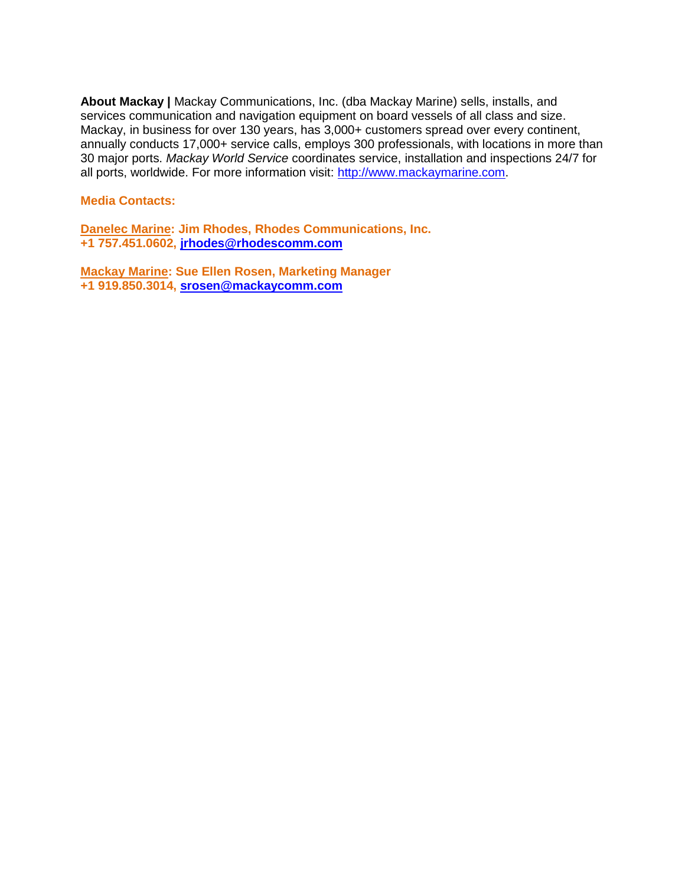**About Mackay |** Mackay Communications, Inc. (dba Mackay Marine) sells, installs, and services communication and navigation equipment on board vessels of all class and size. Mackay, in business for over 130 years, has 3,000+ customers spread over every continent, annually conducts 17,000+ service calls, employs 300 professionals, with locations in more than 30 major ports. *Mackay World Service* coordinates service, installation and inspections 24/7 for all ports, worldwide. For more information visit: http://www.mackaymarine.com.

**Media Contacts:**

**Danelec Marine: Jim Rhodes, Rhodes Communications, Inc.**
**+1 757.451.0602, jrhodes@rhodescomm.com**

**Mackay Marine: Sue Ellen Rosen, Marketing Manager**
**+1 919.850.3014, srosen@mackaycomm.com**